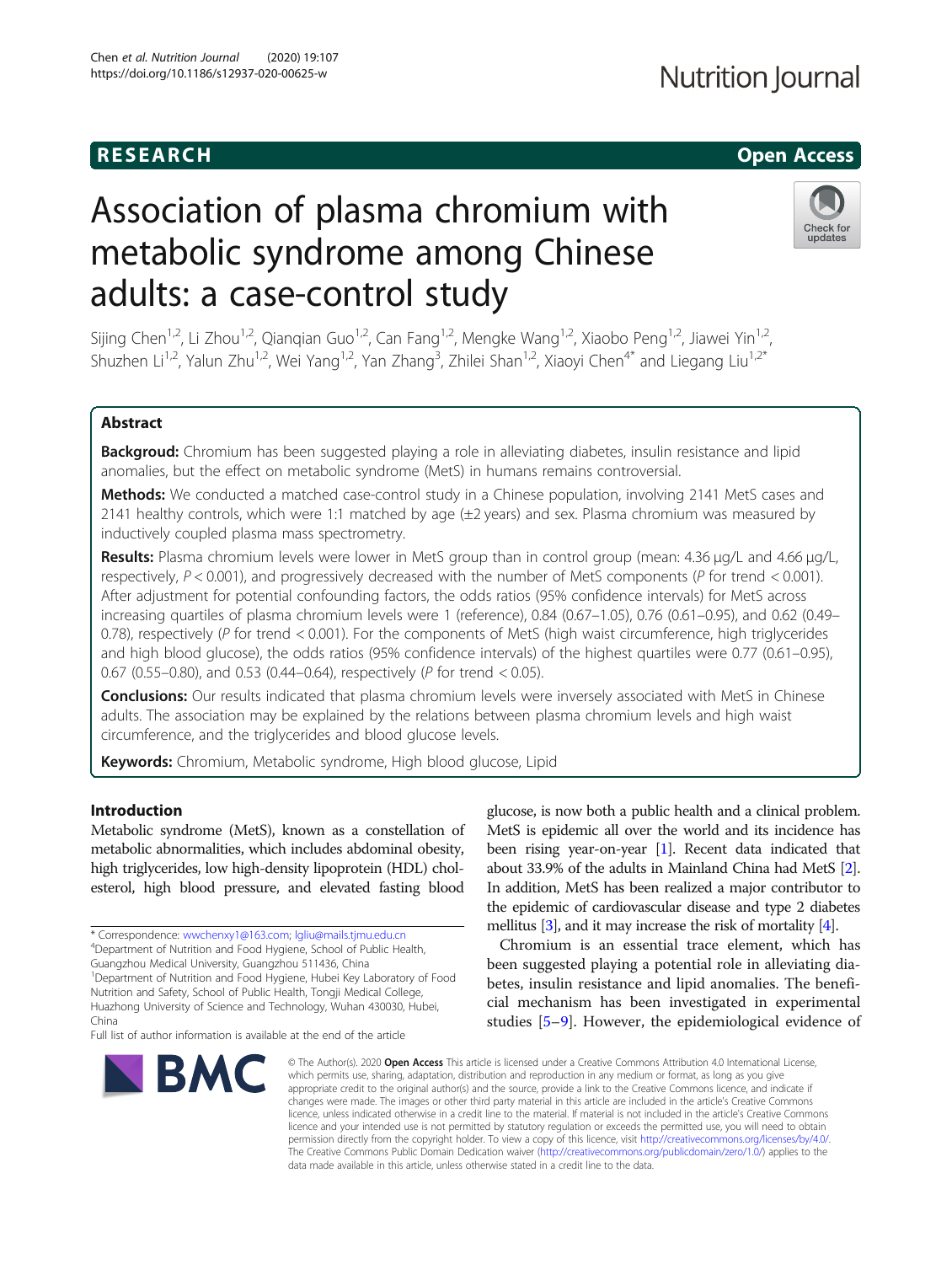# Association of plasma chromium with metabolic syndrome among Chinese adults: a case-control study

Sijing Chen[1,2], Li Zhou[1,2], Qianqian Guo[1,2], Can Fang[1,2], Mengke Wang[1,2], Xiaobo Peng[1,2], Jiawei Yin[1,2], Shuzhen Li[1,2], Yalun Zhu[1,2], Wei Yang[1,2], Yan Zhang[3], Zhilei Shan[1,2], Xiaoyi Chen[4*] and Liegang Liu[1,2*]

## Abstract

**Backgroud:** Chromium has been suggested playing a role in alleviating diabetes, insulin resistance and lipid anomalies, but the effect on metabolic syndrome (MetS) in humans remains controversial.

**Methods:** We conducted a matched case-control study in a Chinese population, involving 2141 MetS cases and 2141 healthy controls, which were 1:1 matched by age (±2 years) and sex. Plasma chromium was measured by inductively coupled plasma mass spectrometry.

**Results:** Plasma chromium levels were lower in MetS group than in control group (mean: 4.36 μg/L and 4.66 μg/L, respectively, $P < 0.001$), and progressively decreased with the number of MetS components ($P$ for trend $< 0.001$). After adjustment for potential confounding factors, the odds ratios (95% confidence intervals) for MetS across increasing quartiles of plasma chromium levels were 1 (reference), 0.84 (0.67–1.05), 0.76 (0.61–0.95), and 0.62 (0.49–0.78), respectively ($P$ for trend $< 0.001$). For the components of MetS (high waist circumference, high triglycerides and high blood glucose), the odds ratios (95% confidence intervals) of the highest quartiles were 0.77 (0.61–0.95), 0.67 (0.55–0.80), and 0.53 (0.44–0.64), respectively ($P$ for trend $< 0.05$).

**Conclusions:** Our results indicated that plasma chromium levels were inversely associated with MetS in Chinese adults. The association may be explained by the relations between plasma chromium levels and high waist circumference, and the triglycerides and blood glucose levels.

**Keywords:** Chromium, Metabolic syndrome, High blood glucose, Lipid

## Introduction

Metabolic syndrome (MetS), known as a constellation of metabolic abnormalities, which includes abdominal obesity, high triglycerides, low high-density lipoprotein (HDL) cholesterol, high blood pressure, and elevated fasting blood glucose, is now both a public health and a clinical problem. MetS is epidemic all over the world and its incidence has been rising year-on-year [1]. Recent data indicated that about 33.9% of the adults in Mainland China had MetS [2]. In addition, MetS has been realized a major contributor to the epidemic of cardiovascular disease and type 2 diabetes mellitus [3], and it may increase the risk of mortality [4].

Chromium is an essential trace element, which has been suggested playing a potential role in alleviating diabetes, insulin resistance and lipid anomalies. The beneficial mechanism has been investigated in experimental studies [5–9]. However, the epidemiological evidence of

\* Correspondence: wwchenxy1@163.com; lgliu@mails.tjmu.edu.cn
[4]Department of Nutrition and Food Hygiene, School of Public Health, Guangzhou Medical University, Guangzhou 511436, China
[1]Department of Nutrition and Food Hygiene, Hubei Key Laboratory of Food Nutrition and Safety, School of Public Health, Tongji Medical College, Huazhong University of Science and Technology, Wuhan 430030, Hubei, China
Full list of author information is available at the end of the article

© The Author(s). 2020 **Open Access** This article is licensed under a Creative Commons Attribution 4.0 International License, which permits use, sharing, adaptation, distribution and reproduction in any medium or format, as long as you give appropriate credit to the original author(s) and the source, provide a link to the Creative Commons licence, and indicate if changes were made. The images or other third party material in this article are included in the article's Creative Commons licence, unless indicated otherwise in a credit line to the material. If material is not included in the article's Creative Commons licence and your intended use is not permitted by statutory regulation or exceeds the permitted use, you will need to obtain permission directly from the copyright holder. To view a copy of this licence, visit http://creativecommons.org/licenses/by/4.0/. The Creative Commons Public Domain Dedication waiver (http://creativecommons.org/publicdomain/zero/1.0/) applies to the data made available in this article, unless otherwise stated in a credit line to the data.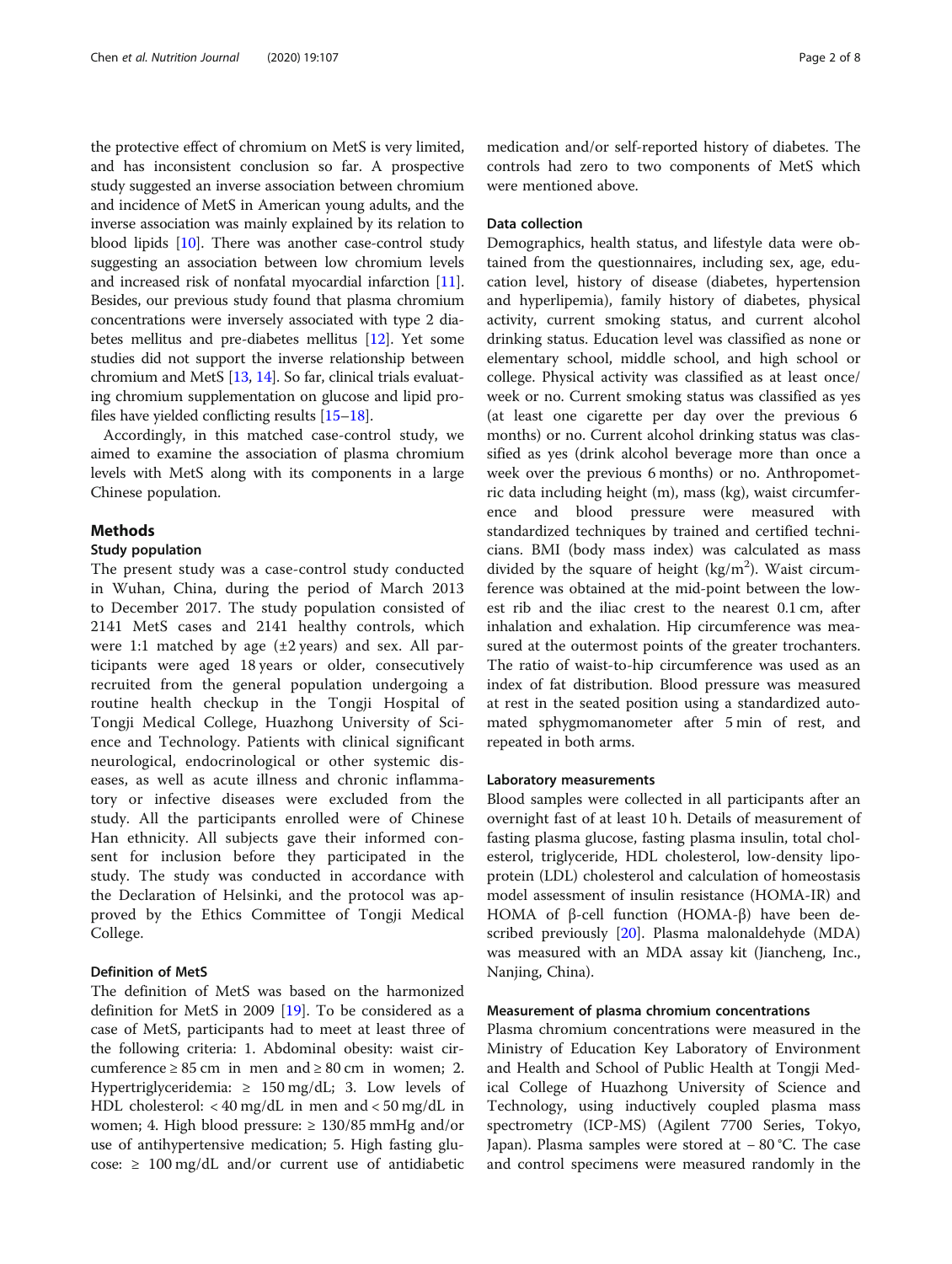the protective effect of chromium on MetS is very limited, and has inconsistent conclusion so far. A prospective study suggested an inverse association between chromium and incidence of MetS in American young adults, and the inverse association was mainly explained by its relation to blood lipids [10]. There was another case-control study suggesting an association between low chromium levels and increased risk of nonfatal myocardial infarction [11]. Besides, our previous study found that plasma chromium concentrations were inversely associated with type 2 diabetes mellitus and pre-diabetes mellitus [12]. Yet some studies did not support the inverse relationship between chromium and MetS [13, 14]. So far, clinical trials evaluating chromium supplementation on glucose and lipid profiles have yielded conflicting results [15–18].

Accordingly, in this matched case-control study, we aimed to examine the association of plasma chromium levels with MetS along with its components in a large Chinese population.

## Methods

### Study population

The present study was a case-control study conducted in Wuhan, China, during the period of March 2013 to December 2017. The study population consisted of 2141 MetS cases and 2141 healthy controls, which were 1:1 matched by age (±2 years) and sex. All participants were aged 18 years or older, consecutively recruited from the general population undergoing a routine health checkup in the Tongji Hospital of Tongji Medical College, Huazhong University of Science and Technology. Patients with clinical significant neurological, endocrinological or other systemic diseases, as well as acute illness and chronic inflammatory or infective diseases were excluded from the study. All the participants enrolled were of Chinese Han ethnicity. All subjects gave their informed consent for inclusion before they participated in the study. The study was conducted in accordance with the Declaration of Helsinki, and the protocol was approved by the Ethics Committee of Tongji Medical College.

### Definition of MetS

The definition of MetS was based on the harmonized definition for MetS in 2009 [19]. To be considered as a case of MetS, participants had to meet at least three of the following criteria: 1. Abdominal obesity: waist circumference ≥ 85 cm in men and ≥ 80 cm in women; 2. Hypertriglyceridemia: ≥ 150 mg/dL; 3. Low levels of HDL cholesterol: < 40 mg/dL in men and < 50 mg/dL in women; 4. High blood pressure: ≥ 130/85 mmHg and/or use of antihypertensive medication; 5. High fasting glucose: ≥ 100 mg/dL and/or current use of antidiabetic medication and/or self-reported history of diabetes. The controls had zero to two components of MetS which were mentioned above.

### Data collection

Demographics, health status, and lifestyle data were obtained from the questionnaires, including sex, age, education level, history of disease (diabetes, hypertension and hyperlipemia), family history of diabetes, physical activity, current smoking status, and current alcohol drinking status. Education level was classified as none or elementary school, middle school, and high school or college. Physical activity was classified as at least once/week or no. Current smoking status was classified as yes (at least one cigarette per day over the previous 6 months) or no. Current alcohol drinking status was classified as yes (drink alcohol beverage more than once a week over the previous 6 months) or no. Anthropometric data including height (m), mass (kg), waist circumference and blood pressure were measured with standardized techniques by trained and certified technicians. BMI (body mass index) was calculated as mass divided by the square of height ($kg/m^2$). Waist circumference was obtained at the mid-point between the lowest rib and the iliac crest to the nearest 0.1 cm, after inhalation and exhalation. Hip circumference was measured at the outermost points of the greater trochanters. The ratio of waist-to-hip circumference was used as an index of fat distribution. Blood pressure was measured at rest in the seated position using a standardized automated sphygmomanometer after 5 min of rest, and repeated in both arms.

### Laboratory measurements

Blood samples were collected in all participants after an overnight fast of at least 10 h. Details of measurement of fasting plasma glucose, fasting plasma insulin, total cholesterol, triglyceride, HDL cholesterol, low-density lipoprotein (LDL) cholesterol and calculation of homeostasis model assessment of insulin resistance (HOMA-IR) and HOMA of β-cell function (HOMA-β) have been described previously [20]. Plasma malonaldehyde (MDA) was measured with an MDA assay kit (Jiancheng, Inc., Nanjing, China).

### Measurement of plasma chromium concentrations

Plasma chromium concentrations were measured in the Ministry of Education Key Laboratory of Environment and Health and School of Public Health at Tongji Medical College of Huazhong University of Science and Technology, using inductively coupled plasma mass spectrometry (ICP-MS) (Agilent 7700 Series, Tokyo, Japan). Plasma samples were stored at − 80 °C. The case and control specimens were measured randomly in the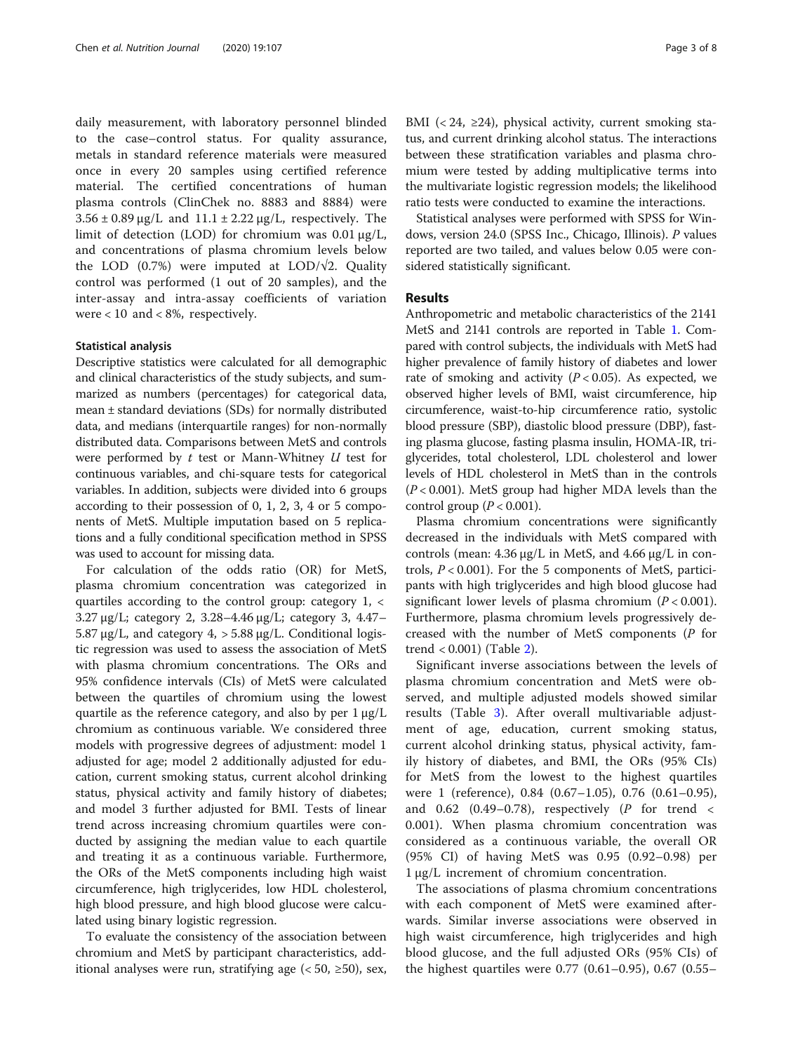daily measurement, with laboratory personnel blinded to the case–control status. For quality assurance, metals in standard reference materials were measured once in every 20 samples using certified reference material. The certified concentrations of human plasma controls (ClinChek no. 8883 and 8884) were 3.56 ± 0.89 μg/L and 11.1 ± 2.22 μg/L, respectively. The limit of detection (LOD) for chromium was 0.01 μg/L, and concentrations of plasma chromium levels below the LOD (0.7%) were imputed at LOD/√2. Quality control was performed (1 out of 20 samples), and the inter-assay and intra-assay coefficients of variation were < 10 and < 8%, respectively.

### Statistical analysis

Descriptive statistics were calculated for all demographic and clinical characteristics of the study subjects, and summarized as numbers (percentages) for categorical data, mean ± standard deviations (SDs) for normally distributed data, and medians (interquartile ranges) for non-normally distributed data. Comparisons between MetS and controls were performed by *t* test or Mann-Whitney *U* test for continuous variables, and chi-square tests for categorical variables. In addition, subjects were divided into 6 groups according to their possession of 0, 1, 2, 3, 4 or 5 components of MetS. Multiple imputation based on 5 replications and a fully conditional specification method in SPSS was used to account for missing data.

For calculation of the odds ratio (OR) for MetS, plasma chromium concentration was categorized in quartiles according to the control group: category 1, < 3.27 μg/L; category 2, 3.28–4.46 μg/L; category 3, 4.47–5.87 μg/L, and category 4, > 5.88 μg/L. Conditional logistic regression was used to assess the association of MetS with plasma chromium concentrations. The ORs and 95% confidence intervals (CIs) of MetS were calculated between the quartiles of chromium using the lowest quartile as the reference category, and also by per 1 μg/L chromium as continuous variable. We considered three models with progressive degrees of adjustment: model 1 adjusted for age; model 2 additionally adjusted for education, current smoking status, current alcohol drinking status, physical activity and family history of diabetes; and model 3 further adjusted for BMI. Tests of linear trend across increasing chromium quartiles were conducted by assigning the median value to each quartile and treating it as a continuous variable. Furthermore, the ORs of the MetS components including high waist circumference, high triglycerides, low HDL cholesterol, high blood pressure, and high blood glucose were calculated using binary logistic regression.

To evaluate the consistency of the association between chromium and MetS by participant characteristics, additional analyses were run, stratifying age (< 50, ≥50), sex, BMI (< 24, ≥24), physical activity, current smoking status, and current drinking alcohol status. The interactions between these stratification variables and plasma chromium were tested by adding multiplicative terms into the multivariate logistic regression models; the likelihood ratio tests were conducted to examine the interactions.

Statistical analyses were performed with SPSS for Windows, version 24.0 (SPSS Inc., Chicago, Illinois). *P* values reported are two tailed, and values below 0.05 were considered statistically significant.

## Results

Anthropometric and metabolic characteristics of the 2141 MetS and 2141 controls are reported in Table 1. Compared with control subjects, the individuals with MetS had higher prevalence of family history of diabetes and lower rate of smoking and activity ($P < 0.05$). As expected, we observed higher levels of BMI, waist circumference, hip circumference, waist-to-hip circumference ratio, systolic blood pressure (SBP), diastolic blood pressure (DBP), fasting plasma glucose, fasting plasma insulin, HOMA-IR, triglycerides, total cholesterol, LDL cholesterol and lower levels of HDL cholesterol in MetS than in the controls ($P < 0.001$). MetS group had higher MDA levels than the control group ($P < 0.001$).

Plasma chromium concentrations were significantly decreased in the individuals with MetS compared with controls (mean: 4.36 μg/L in MetS, and 4.66 μg/L in controls, $P < 0.001$). For the 5 components of MetS, participants with high triglycerides and high blood glucose had significant lower levels of plasma chromium ($P < 0.001$). Furthermore, plasma chromium levels progressively decreased with the number of MetS components (*P* for trend < 0.001) (Table 2).

Significant inverse associations between the levels of plasma chromium concentration and MetS were observed, and multiple adjusted models showed similar results (Table 3). After overall multivariable adjustment of age, education, current smoking status, current alcohol drinking status, physical activity, family history of diabetes, and BMI, the ORs (95% CIs) for MetS from the lowest to the highest quartiles were 1 (reference), 0.84 (0.67–1.05), 0.76 (0.61–0.95), and 0.62 (0.49–0.78), respectively (*P* for trend < 0.001). When plasma chromium concentration was considered as a continuous variable, the overall OR (95% CI) of having MetS was 0.95 (0.92–0.98) per 1 μg/L increment of chromium concentration.

The associations of plasma chromium concentrations with each component of MetS were examined afterwards. Similar inverse associations were observed in high waist circumference, high triglycerides and high blood glucose, and the full adjusted ORs (95% CIs) of the highest quartiles were 0.77 (0.61–0.95), 0.67 (0.55–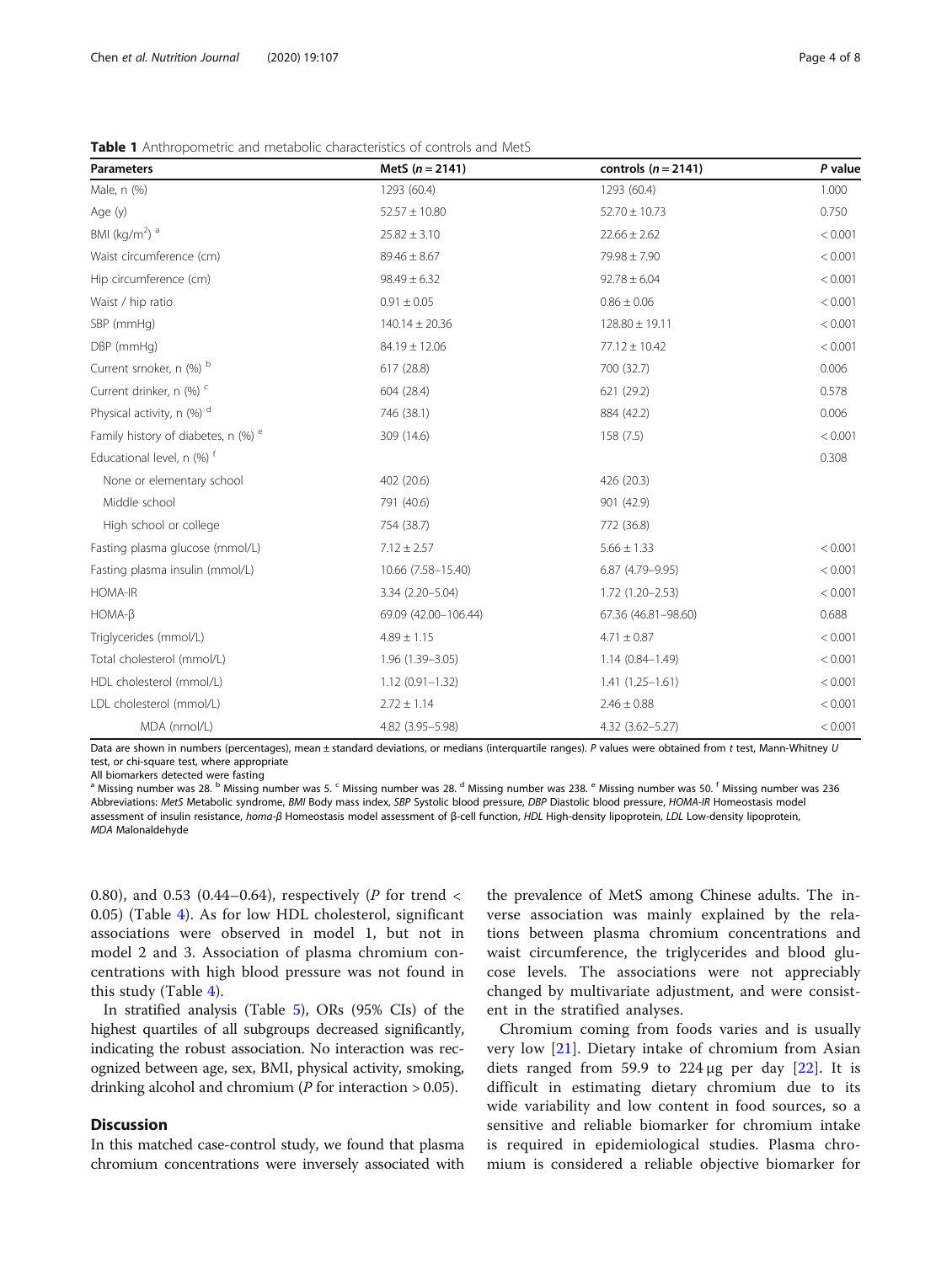**Table 1** Anthropometric and metabolic characteristics of controls and MetS

| Parameters | MetS (*n* = 2141) | controls (*n* = 2141) | *P* value |
|---|---|---|---|
| Male, n (%) | 1293 (60.4) | 1293 (60.4) | 1.000 |
| Age (y) | 52.57 ± 10.80 | 52.70 ± 10.73 | 0.750 |
| BMI (kg/m$^2$) [a] | 25.82 ± 3.10 | 22.66 ± 2.62 | < 0.001 |
| Waist circumference (cm) | 89.46 ± 8.67 | 79.98 ± 7.90 | < 0.001 |
| Hip circumference (cm) | 98.49 ± 6.32 | 92.78 ± 6.04 | < 0.001 |
| Waist / hip ratio | 0.91 ± 0.05 | 0.86 ± 0.06 | < 0.001 |
| SBP (mmHg) | 140.14 ± 20.36 | 128.80 ± 19.11 | < 0.001 |
| DBP (mmHg) | 84.19 ± 12.06 | 77.12 ± 10.42 | < 0.001 |
| Current smoker, n (%) [b] | 617 (28.8) | 700 (32.7) | 0.006 |
| Current drinker, n (%) [c] | 604 (28.4) | 621 (29.2) | 0.578 |
| Physical activity, n (%) [d] | 746 (38.1) | 884 (42.2) | 0.006 |
| Family history of diabetes, n (%) [e] | 309 (14.6) | 158 (7.5) | < 0.001 |
| Educational level, n (%) [f] | | | 0.308 |
| None or elementary school | 402 (20.6) | 426 (20.3) | |
| Middle school | 791 (40.6) | 901 (42.9) | |
| High school or college | 754 (38.7) | 772 (36.8) | |
| Fasting plasma glucose (mmol/L) | 7.12 ± 2.57 | 5.66 ± 1.33 | < 0.001 |
| Fasting plasma insulin (mmol/L) | 10.66 (7.58–15.40) | 6.87 (4.79–9.95) | < 0.001 |
| HOMA-IR | 3.34 (2.20–5.04) | 1.72 (1.20–2.53) | < 0.001 |
| HOMA-β | 69.09 (42.00–106.44) | 67.36 (46.81–98.60) | 0.688 |
| Triglycerides (mmol/L) | 4.89 ± 1.15 | 4.71 ± 0.87 | < 0.001 |
| Total cholesterol (mmol/L) | 1.96 (1.39–3.05) | 1.14 (0.84–1.49) | < 0.001 |
| HDL cholesterol (mmol/L) | 1.12 (0.91–1.32) | 1.41 (1.25–1.61) | < 0.001 |
| LDL cholesterol (mmol/L) | 2.72 ± 1.14 | 2.46 ± 0.88 | < 0.001 |
| MDA (nmol/L) | 4.82 (3.95–5.98) | 4.32 (3.62–5.27) | < 0.001 |

Data are shown in numbers (percentages), mean ± standard deviations, or medians (interquartile ranges). *P* values were obtained from *t* test, Mann-Whitney *U* test, or chi-square test, where appropriate

All biomarkers detected were fasting

[a] Missing number was 28. [b] Missing number was 5. [c] Missing number was 28. [d] Missing number was 238. [e] Missing number was 50. [f] Missing number was 236

Abbreviations: *MetS* Metabolic syndrome, *BMI* Body mass index, *SBP* Systolic blood pressure, *DBP* Diastolic blood pressure, *HOMA-IR* Homeostasis model assessment of insulin resistance, *homa-β* Homeostasis model assessment of β-cell function, *HDL* High-density lipoprotein, *LDL* Low-density lipoprotein, *MDA* Malonaldehyde

0.80), and 0.53 (0.44–0.64), respectively (*P* for trend < 0.05) (Table 4). As for low HDL cholesterol, significant associations were observed in model 1, but not in model 2 and 3. Association of plasma chromium concentrations with high blood pressure was not found in this study (Table 4).

In stratified analysis (Table 5), ORs (95% CIs) of the highest quartiles of all subgroups decreased significantly, indicating the robust association. No interaction was recognized between age, sex, BMI, physical activity, smoking, drinking alcohol and chromium (*P* for interaction > 0.05).

## Discussion

In this matched case-control study, we found that plasma chromium concentrations were inversely associated with the prevalence of MetS among Chinese adults. The inverse association was mainly explained by the relations between plasma chromium concentrations and waist circumference, the triglycerides and blood glucose levels. The associations were not appreciably changed by multivariate adjustment, and were consistent in the stratified analyses.

Chromium coming from foods varies and is usually very low [21]. Dietary intake of chromium from Asian diets ranged from 59.9 to 224 μg per day [22]. It is difficult in estimating dietary chromium due to its wide variability and low content in food sources, so a sensitive and reliable biomarker for chromium intake is required in epidemiological studies. Plasma chromium is considered a reliable objective biomarker for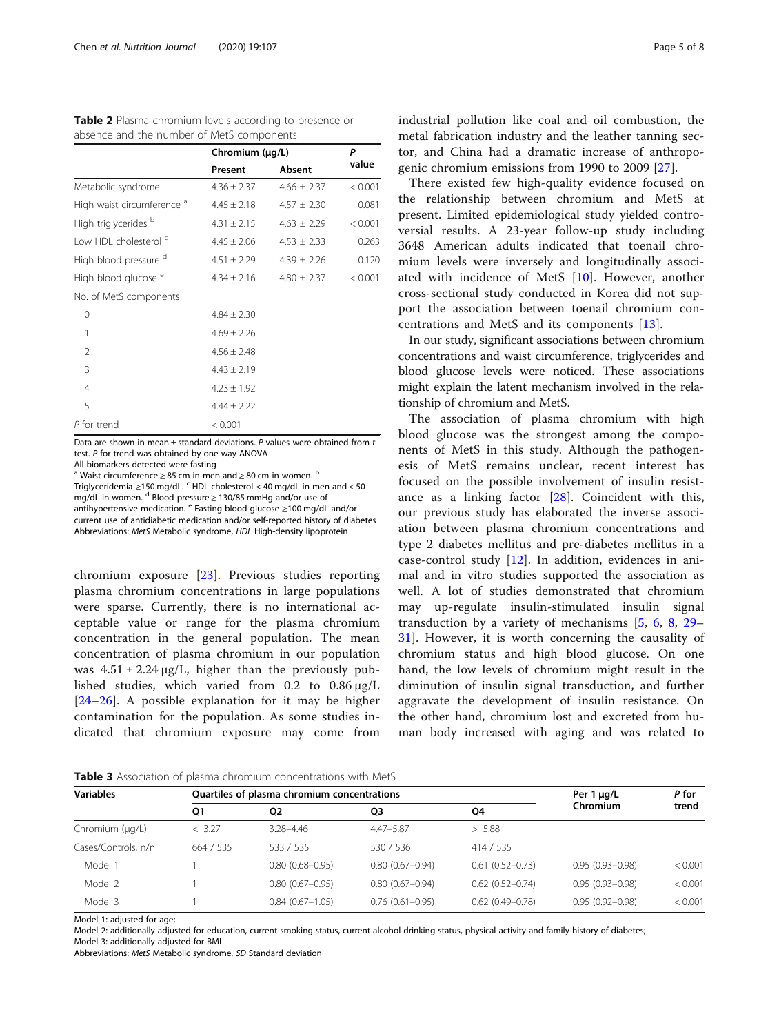**Table 2** Plasma chromium levels according to presence or absence and the number of MetS components

| | Chromium (μg/L) | | *P* value |
|---|---|---|---|
| | Present | Absent | |
| Metabolic syndrome | 4.36 ± 2.37 | 4.66 ± 2.37 | < 0.001 |
| High waist circumference [a] | 4.45 ± 2.18 | 4.57 ± 2.30 | 0.081 |
| High triglycerides [b] | 4.31 ± 2.15 | 4.63 ± 2.29 | < 0.001 |
| Low HDL cholesterol [c] | 4.45 ± 2.06 | 4.53 ± 2.33 | 0.263 |
| High blood pressure [d] | 4.51 ± 2.29 | 4.39 ± 2.26 | 0.120 |
| High blood glucose [e] | 4.34 ± 2.16 | 4.80 ± 2.37 | < 0.001 |
| No. of MetS components | | | |
| 0 | 4.84 ± 2.30 | | |
| 1 | 4.69 ± 2.26 | | |
| 2 | 4.56 ± 2.48 | | |
| 3 | 4.43 ± 2.19 | | |
| 4 | 4.23 ± 1.92 | | |
| 5 | 4.44 ± 2.22 | | |
| *P* for trend | < 0.001 | | |

Data are shown in mean ± standard deviations. *P* values were obtained from *t* test. *P* for trend was obtained by one-way ANOVA

All biomarkers detected were fasting

[a] Waist circumference ≥ 85 cm in men and ≥ 80 cm in women. [b] Triglyceridemia ≥150 mg/dL. [c] HDL cholesterol < 40 mg/dL in men and < 50 mg/dL in women. [d] Blood pressure ≥ 130/85 mmHg and/or use of antihypertensive medication. [e] Fasting blood glucose ≥100 mg/dL and/or current use of antidiabetic medication and/or self-reported history of diabetes

Abbreviations: *MetS* Metabolic syndrome, *HDL* High-density lipoprotein

chromium exposure [23]. Previous studies reporting plasma chromium concentrations in large populations were sparse. Currently, there is no international acceptable value or range for the plasma chromium concentration in the general population. The mean concentration of plasma chromium in our population was 4.51 ± 2.24 μg/L, higher than the previously published studies, which varied from 0.2 to 0.86 μg/L [24–26]. A possible explanation for it may be higher contamination for the population. As some studies indicated that chromium exposure may come from industrial pollution like coal and oil combustion, the metal fabrication industry and the leather tanning sector, and China had a dramatic increase of anthropogenic chromium emissions from 1990 to 2009 [27].

There existed few high-quality evidence focused on the relationship between chromium and MetS at present. Limited epidemiological study yielded controversial results. A 23-year follow-up study including 3648 American adults indicated that toenail chromium levels were inversely and longitudinally associated with incidence of MetS [10]. However, another cross-sectional study conducted in Korea did not support the association between toenail chromium concentrations and MetS and its components [13].

In our study, significant associations between chromium concentrations and waist circumference, triglycerides and blood glucose levels were noticed. These associations might explain the latent mechanism involved in the relationship of chromium and MetS.

The association of plasma chromium with high blood glucose was the strongest among the components of MetS in this study. Although the pathogenesis of MetS remains unclear, recent interest has focused on the possible involvement of insulin resistance as a linking factor [28]. Coincident with this, our previous study has elaborated the inverse association between plasma chromium concentrations and type 2 diabetes mellitus and pre-diabetes mellitus in a case-control study [12]. In addition, evidences in animal and in vitro studies supported the association as well. A lot of studies demonstrated that chromium may up-regulate insulin-stimulated insulin signal transduction by a variety of mechanisms [5, 6, 8, 29–31]. However, it is worth concerning the causality of chromium status and high blood glucose. On one hand, the low levels of chromium might result in the diminution of insulin signal transduction, and further aggravate the development of insulin resistance. On the other hand, chromium lost and excreted from human body increased with aging and was related to

**Table 3** Association of plasma chromium concentrations with MetS

| Variables | Quartiles of plasma chromium concentrations | | | | Per 1 μg/L Chromium | *P* for trend |
|---|---|---|---|---|---|---|
| | Q1 | Q2 | Q3 | Q4 | | |
| Chromium (μg/L) | < 3.27 | 3.28–4.46 | 4.47–5.87 | > 5.88 | | |
| Cases/Controls, n/n | 664 / 535 | 533 / 535 | 530 / 536 | 414 / 535 | | |
| Model 1 | 1 | 0.80 (0.68–0.95) | 0.80 (0.67–0.94) | 0.61 (0.52–0.73) | 0.95 (0.93–0.98) | < 0.001 |
| Model 2 | 1 | 0.80 (0.67–0.95) | 0.80 (0.67–0.94) | 0.62 (0.52–0.74) | 0.95 (0.93–0.98) | < 0.001 |
| Model 3 | 1 | 0.84 (0.67–1.05) | 0.76 (0.61–0.95) | 0.62 (0.49–0.78) | 0.95 (0.92–0.98) | < 0.001 |

Model 1: adjusted for age;

Model 2: additionally adjusted for education, current smoking status, current alcohol drinking status, physical activity and family history of diabetes;

Model 3: additionally adjusted for BMI

Abbreviations: *MetS* Metabolic syndrome, *SD* Standard deviation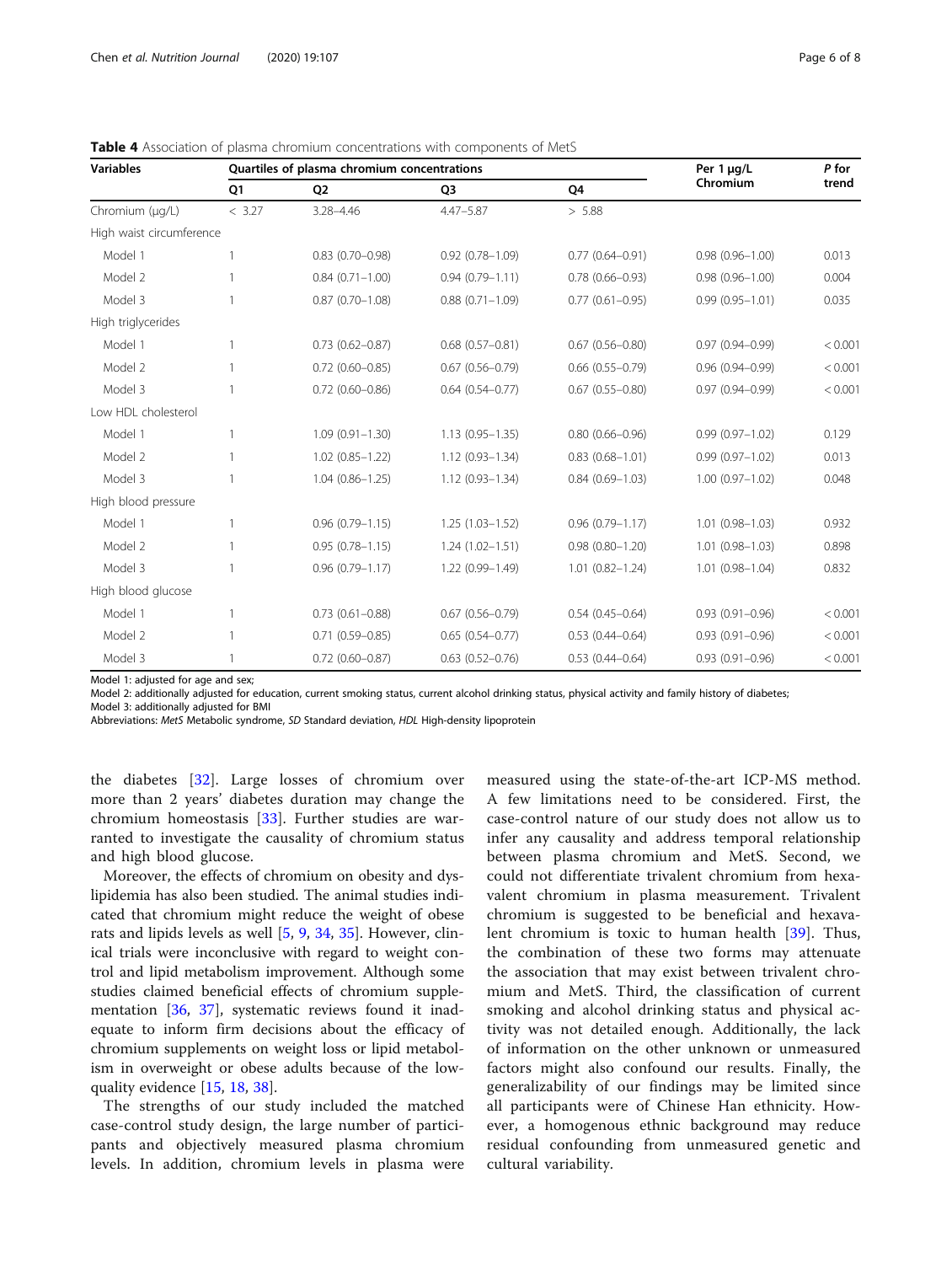**Table 4** Association of plasma chromium concentrations with components of MetS

| Variables | Quartiles of plasma chromium concentrations | | | | Per 1 μg/L Chromium | *P* for trend |
|---|---|---|---|---|---|---|
| | Q1 | Q2 | Q3 | Q4 | | |
| Chromium (μg/L) | < 3.27 | 3.28–4.46 | 4.47–5.87 | > 5.88 | | |
| High waist circumference | | | | | | |
| Model 1 | 1 | 0.83 (0.70–0.98) | 0.92 (0.78–1.09) | 0.77 (0.64–0.91) | 0.98 (0.96–1.00) | 0.013 |
| Model 2 | 1 | 0.84 (0.71–1.00) | 0.94 (0.79–1.11) | 0.78 (0.66–0.93) | 0.98 (0.96–1.00) | 0.004 |
| Model 3 | 1 | 0.87 (0.70–1.08) | 0.88 (0.71–1.09) | 0.77 (0.61–0.95) | 0.99 (0.95–1.01) | 0.035 |
| High triglycerides | | | | | | |
| Model 1 | 1 | 0.73 (0.62–0.87) | 0.68 (0.57–0.81) | 0.67 (0.56–0.80) | 0.97 (0.94–0.99) | < 0.001 |
| Model 2 | 1 | 0.72 (0.60–0.85) | 0.67 (0.56–0.79) | 0.66 (0.55–0.79) | 0.96 (0.94–0.99) | < 0.001 |
| Model 3 | 1 | 0.72 (0.60–0.86) | 0.64 (0.54–0.77) | 0.67 (0.55–0.80) | 0.97 (0.94–0.99) | < 0.001 |
| Low HDL cholesterol | | | | | | |
| Model 1 | 1 | 1.09 (0.91–1.30) | 1.13 (0.95–1.35) | 0.80 (0.66–0.96) | 0.99 (0.97–1.02) | 0.129 |
| Model 2 | 1 | 1.02 (0.85–1.22) | 1.12 (0.93–1.34) | 0.83 (0.68–1.01) | 0.99 (0.97–1.02) | 0.013 |
| Model 3 | 1 | 1.04 (0.86–1.25) | 1.12 (0.93–1.34) | 0.84 (0.69–1.03) | 1.00 (0.97–1.02) | 0.048 |
| High blood pressure | | | | | | |
| Model 1 | 1 | 0.96 (0.79–1.15) | 1.25 (1.03–1.52) | 0.96 (0.79–1.17) | 1.01 (0.98–1.03) | 0.932 |
| Model 2 | 1 | 0.95 (0.78–1.15) | 1.24 (1.02–1.51) | 0.98 (0.80–1.20) | 1.01 (0.98–1.03) | 0.898 |
| Model 3 | 1 | 0.96 (0.79–1.17) | 1.22 (0.99–1.49) | 1.01 (0.82–1.24) | 1.01 (0.98–1.04) | 0.832 |
| High blood glucose | | | | | | |
| Model 1 | 1 | 0.73 (0.61–0.88) | 0.67 (0.56–0.79) | 0.54 (0.45–0.64) | 0.93 (0.91–0.96) | < 0.001 |
| Model 2 | 1 | 0.71 (0.59–0.85) | 0.65 (0.54–0.77) | 0.53 (0.44–0.64) | 0.93 (0.91–0.96) | < 0.001 |
| Model 3 | 1 | 0.72 (0.60–0.87) | 0.63 (0.52–0.76) | 0.53 (0.44–0.64) | 0.93 (0.91–0.96) | < 0.001 |

Model 1: adjusted for age and sex;
Model 2: additionally adjusted for education, current smoking status, current alcohol drinking status, physical activity and family history of diabetes;
Model 3: additionally adjusted for BMI
Abbreviations: *MetS* Metabolic syndrome, *SD* Standard deviation, *HDL* High-density lipoprotein

the diabetes [32]. Large losses of chromium over more than 2 years' diabetes duration may change the chromium homeostasis [33]. Further studies are warranted to investigate the causality of chromium status and high blood glucose.

Moreover, the effects of chromium on obesity and dyslipidemia has also been studied. The animal studies indicated that chromium might reduce the weight of obese rats and lipids levels as well [5, 9, 34, 35]. However, clinical trials were inconclusive with regard to weight control and lipid metabolism improvement. Although some studies claimed beneficial effects of chromium supplementation [36, 37], systematic reviews found it inadequate to inform firm decisions about the efficacy of chromium supplements on weight loss or lipid metabolism in overweight or obese adults because of the low-quality evidence [15, 18, 38].

The strengths of our study included the matched case-control study design, the large number of participants and objectively measured plasma chromium levels. In addition, chromium levels in plasma were measured using the state-of-the-art ICP-MS method. A few limitations need to be considered. First, the case-control nature of our study does not allow us to infer any causality and address temporal relationship between plasma chromium and MetS. Second, we could not differentiate trivalent chromium from hexavalent chromium in plasma measurement. Trivalent chromium is suggested to be beneficial and hexavalent chromium is toxic to human health [39]. Thus, the combination of these two forms may attenuate the association that may exist between trivalent chromium and MetS. Third, the classification of current smoking and alcohol drinking status and physical activity was not detailed enough. Additionally, the lack of information on the other unknown or unmeasured factors might also confound our results. Finally, the generalizability of our findings may be limited since all participants were of Chinese Han ethnicity. However, a homogenous ethnic background may reduce residual confounding from unmeasured genetic and cultural variability.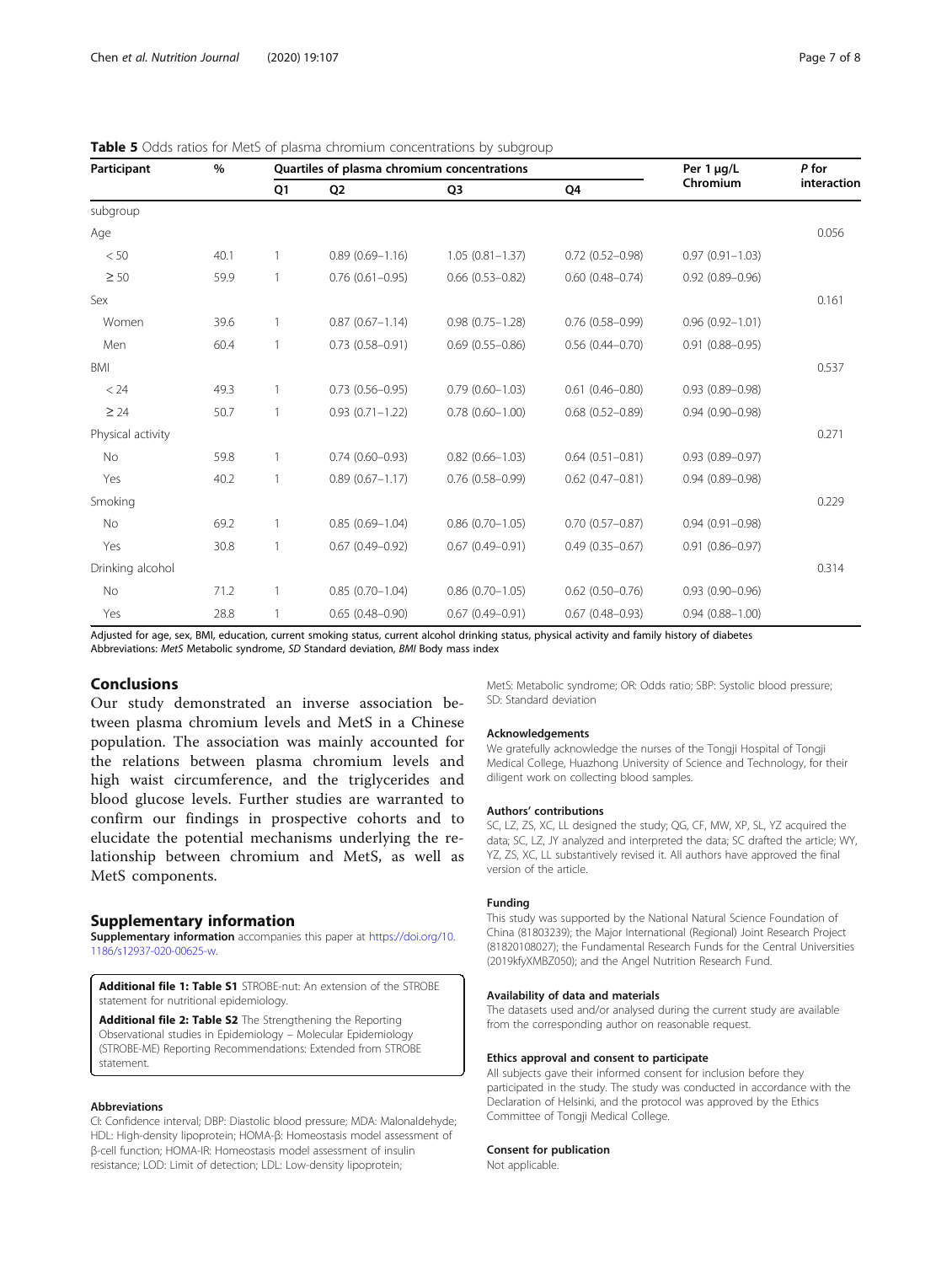**Table 5** Odds ratios for MetS of plasma chromium concentrations by subgroup

| Participant | % | Quartiles of plasma chromium concentrations | | | | Per 1 μg/L Chromium | P for interaction |
|---|---|---|---|---|---|---|---|
| | | Q1 | Q2 | Q3 | Q4 | | |
| subgroup | | | | | | | |
| Age | | | | | | | 0.056 |
| < 50 | 40.1 | 1 | 0.89 (0.69–1.16) | 1.05 (0.81–1.37) | 0.72 (0.52–0.98) | 0.97 (0.91–1.03) | |
| ≥ 50 | 59.9 | 1 | 0.76 (0.61–0.95) | 0.66 (0.53–0.82) | 0.60 (0.48–0.74) | 0.92 (0.89–0.96) | |
| Sex | | | | | | | 0.161 |
| Women | 39.6 | 1 | 0.87 (0.67–1.14) | 0.98 (0.75–1.28) | 0.76 (0.58–0.99) | 0.96 (0.92–1.01) | |
| Men | 60.4 | 1 | 0.73 (0.58–0.91) | 0.69 (0.55–0.86) | 0.56 (0.44–0.70) | 0.91 (0.88–0.95) | |
| BMI | | | | | | | 0.537 |
| < 24 | 49.3 | 1 | 0.73 (0.56–0.95) | 0.79 (0.60–1.03) | 0.61 (0.46–0.80) | 0.93 (0.89–0.98) | |
| ≥ 24 | 50.7 | 1 | 0.93 (0.71–1.22) | 0.78 (0.60–1.00) | 0.68 (0.52–0.89) | 0.94 (0.90–0.98) | |
| Physical activity | | | | | | | 0.271 |
| No | 59.8 | 1 | 0.74 (0.60–0.93) | 0.82 (0.66–1.03) | 0.64 (0.51–0.81) | 0.93 (0.89–0.97) | |
| Yes | 40.2 | 1 | 0.89 (0.67–1.17) | 0.76 (0.58–0.99) | 0.62 (0.47–0.81) | 0.94 (0.89–0.98) | |
| Smoking | | | | | | | 0.229 |
| No | 69.2 | 1 | 0.85 (0.69–1.04) | 0.86 (0.70–1.05) | 0.70 (0.57–0.87) | 0.94 (0.91–0.98) | |
| Yes | 30.8 | 1 | 0.67 (0.49–0.92) | 0.67 (0.49–0.91) | 0.49 (0.35–0.67) | 0.91 (0.86–0.97) | |
| Drinking alcohol | | | | | | | 0.314 |
| No | 71.2 | 1 | 0.85 (0.70–1.04) | 0.86 (0.70–1.05) | 0.62 (0.50–0.76) | 0.93 (0.90–0.96) | |
| Yes | 28.8 | 1 | 0.65 (0.48–0.90) | 0.67 (0.49–0.91) | 0.67 (0.48–0.93) | 0.94 (0.88–1.00) | |

Adjusted for age, sex, BMI, education, current smoking status, current alcohol drinking status, physical activity and family history of diabetes
Abbreviations: *MetS* Metabolic syndrome, *SD* Standard deviation, *BMI* Body mass index

## Conclusions

Our study demonstrated an inverse association between plasma chromium levels and MetS in a Chinese population. The association was mainly accounted for the relations between plasma chromium levels and high waist circumference, and the triglycerides and blood glucose levels. Further studies are warranted to confirm our findings in prospective cohorts and to elucidate the potential mechanisms underlying the relationship between chromium and MetS, as well as MetS components.

## Supplementary information

**Supplementary information** accompanies this paper at https://doi.org/10.1186/s12937-020-00625-w.

**Additional file 1: Table S1** STROBE-nut: An extension of the STROBE statement for nutritional epidemiology.

**Additional file 2: Table S2** The Strengthening the Reporting Observational studies in Epidemiology – Molecular Epidemiology (STROBE-ME) Reporting Recommendations: Extended from STROBE statement.

#### Abbreviations

CI: Confidence interval; DBP: Diastolic blood pressure; MDA: Malonaldehyde; HDL: High-density lipoprotein; HOMA-β: Homeostasis model assessment of β-cell function; HOMA-IR: Homeostasis model assessment of insulin resistance; LOD: Limit of detection; LDL: Low-density lipoprotein; MetS: Metabolic syndrome; OR: Odds ratio; SBP: Systolic blood pressure; SD: Standard deviation

#### Acknowledgements

We gratefully acknowledge the nurses of the Tongji Hospital of Tongji Medical College, Huazhong University of Science and Technology, for their diligent work on collecting blood samples.

#### Authors' contributions

SC, LZ, ZS, XC, LL designed the study; QG, CF, MW, XP, SL, YZ acquired the data; SC, LZ, JY analyzed and interpreted the data; SC drafted the article; WY, YZ, ZS, XC, LL substantively revised it. All authors have approved the final version of the article.

#### Funding

This study was supported by the National Natural Science Foundation of China (81803239); the Major International (Regional) Joint Research Project (81820108027); the Fundamental Research Funds for the Central Universities (2019kfyXMBZ050); and the Angel Nutrition Research Fund.

#### Availability of data and materials

The datasets used and/or analysed during the current study are available from the corresponding author on reasonable request.

#### Ethics approval and consent to participate

All subjects gave their informed consent for inclusion before they participated in the study. The study was conducted in accordance with the Declaration of Helsinki, and the protocol was approved by the Ethics Committee of Tongji Medical College.

#### Consent for publication

Not applicable.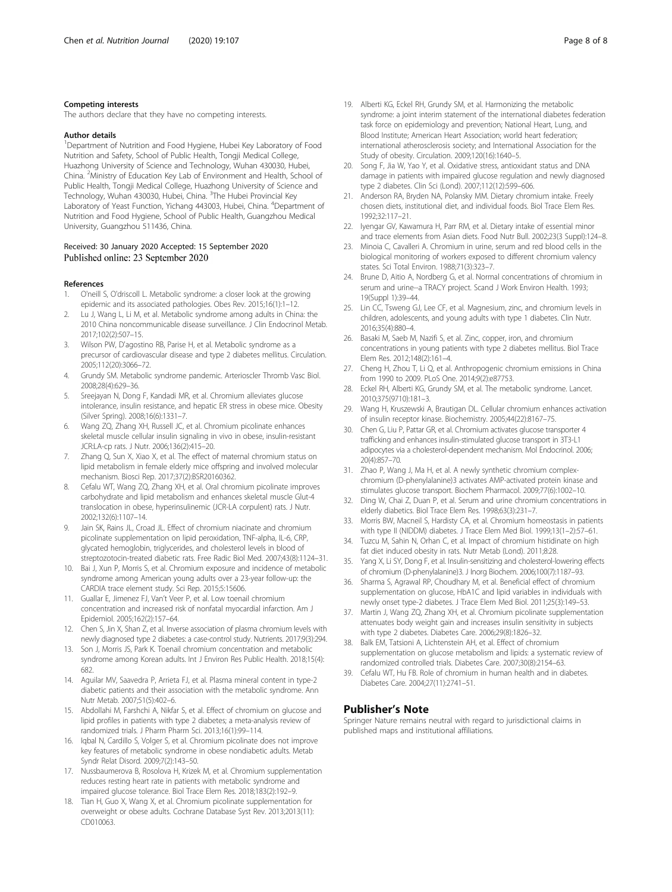#### Competing interests

The authors declare that they have no competing interests.

#### Author details

[1]Department of Nutrition and Food Hygiene, Hubei Key Laboratory of Food Nutrition and Safety, School of Public Health, Tongji Medical College, Huazhong University of Science and Technology, Wuhan 430030, Hubei, China. [2]Ministry of Education Key Lab of Environment and Health, School of Public Health, Tongji Medical College, Huazhong University of Science and Technology, Wuhan 430030, Hubei, China. [3]The Hubei Provincial Key Laboratory of Yeast Function, Yichang 443003, Hubei, China. [4]Department of Nutrition and Food Hygiene, School of Public Health, Guangzhou Medical University, Guangzhou 511436, China.

Received: 30 January 2020 Accepted: 15 September 2020
Published online: 23 September 2020

#### References

1. O'neill S, O'driscoll L. Metabolic syndrome: a closer look at the growing epidemic and its associated pathologies. Obes Rev. 2015;16(1):1–12.
2. Lu J, Wang L, Li M, et al. Metabolic syndrome among adults in China: the 2010 China noncommunicable disease surveillance. J Clin Endocrinol Metab. 2017;102(2):507–15.
3. Wilson PW, D'agostino RB, Parise H, et al. Metabolic syndrome as a precursor of cardiovascular disease and type 2 diabetes mellitus. Circulation. 2005;112(20):3066–72.
4. Grundy SM. Metabolic syndrome pandemic. Arterioscler Thromb Vasc Biol. 2008;28(4):629–36.
5. Sreejayan N, Dong F, Kandadi MR, et al. Chromium alleviates glucose intolerance, insulin resistance, and hepatic ER stress in obese mice. Obesity (Silver Spring). 2008;16(6):1331–7.
6. Wang ZQ, Zhang XH, Russell JC, et al. Chromium picolinate enhances skeletal muscle cellular insulin signaling in vivo in obese, insulin-resistant JCR:LA-cp rats. J Nutr. 2006;136(2):415–20.
7. Zhang Q, Sun X, Xiao X, et al. The effect of maternal chromium status on lipid metabolism in female elderly mice offspring and involved molecular mechanism. Biosci Rep. 2017;37(2):BSR20160362.
8. Cefalu WT, Wang ZQ, Zhang XH, et al. Oral chromium picolinate improves carbohydrate and lipid metabolism and enhances skeletal muscle Glut-4 translocation in obese, hyperinsulinemic (JCR-LA corpulent) rats. J Nutr. 2002;132(6):1107–14.
9. Jain SK, Rains JL, Croad JL. Effect of chromium niacinate and chromium picolinate supplementation on lipid peroxidation, TNF-alpha, IL-6, CRP, glycated hemoglobin, triglycerides, and cholesterol levels in blood of streptozotocin-treated diabetic rats. Free Radic Biol Med. 2007;43(8):1124–31.
10. Bai J, Xun P, Morris S, et al. Chromium exposure and incidence of metabolic syndrome among American young adults over a 23-year follow-up: the CARDIA trace element study. Sci Rep. 2015;5:15606.
11. Guallar E, Jimenez FJ, Van't Veer P, et al. Low toenail chromium concentration and increased risk of nonfatal myocardial infarction. Am J Epidemiol. 2005;162(2):157–64.
12. Chen S, Jin X, Shan Z, et al. Inverse association of plasma chromium levels with newly diagnosed type 2 diabetes: a case-control study. Nutrients. 2017;9(3):294.
13. Son J, Morris JS, Park K. Toenail chromium concentration and metabolic syndrome among Korean adults. Int J Environ Res Public Health. 2018;15(4):682.
14. Aguilar MV, Saavedra P, Arrieta FJ, et al. Plasma mineral content in type-2 diabetic patients and their association with the metabolic syndrome. Ann Nutr Metab. 2007;51(5):402–6.
15. Abdollahi M, Farshchi A, Nikfar S, et al. Effect of chromium on glucose and lipid profiles in patients with type 2 diabetes; a meta-analysis review of randomized trials. J Pharm Pharm Sci. 2013;16(1):99–114.
16. Iqbal N, Cardillo S, Volger S, et al. Chromium picolinate does not improve key features of metabolic syndrome in obese nondiabetic adults. Metab Syndr Relat Disord. 2009;7(2):143–50.
17. Nussbaumerova B, Rosolova H, Krizek M, et al. Chromium supplementation reduces resting heart rate in patients with metabolic syndrome and impaired glucose tolerance. Biol Trace Elem Res. 2018;183(2):192–9.
18. Tian H, Guo X, Wang X, et al. Chromium picolinate supplementation for overweight or obese adults. Cochrane Database Syst Rev. 2013;2013(11):CD010063.
19. Alberti KG, Eckel RH, Grundy SM, et al. Harmonizing the metabolic syndrome: a joint interim statement of the international diabetes federation task force on epidemiology and prevention; National Heart, Lung, and Blood Institute; American Heart Association; world heart federation; international atherosclerosis society; and International Association for the Study of obesity. Circulation. 2009;120(16):1640–5.
20. Song F, Jia W, Yao Y, et al. Oxidative stress, antioxidant status and DNA damage in patients with impaired glucose regulation and newly diagnosed type 2 diabetes. Clin Sci (Lond). 2007;112(12):599–606.
21. Anderson RA, Bryden NA, Polansky MM. Dietary chromium intake. Freely chosen diets, institutional diet, and individual foods. Biol Trace Elem Res. 1992;32:117–21.
22. Iyengar GV, Kawamura H, Parr RM, et al. Dietary intake of essential minor and trace elements from Asian diets. Food Nutr Bull. 2002;23(3 Suppl):124–8.
23. Minoia C, Cavalleri A. Chromium in urine, serum and red blood cells in the biological monitoring of workers exposed to different chromium valency states. Sci Total Environ. 1988;71(3):323–7.
24. Brune D, Aitio A, Nordberg G, et al. Normal concentrations of chromium in serum and urine--a TRACY project. Scand J Work Environ Health. 1993;19(Suppl 1):39–44.
25. Lin CC, Tsweng GJ, Lee CF, et al. Magnesium, zinc, and chromium levels in children, adolescents, and young adults with type 1 diabetes. Clin Nutr. 2016;35(4):880–4.
26. Basaki M, Saeb M, Nazifi S, et al. Zinc, copper, iron, and chromium concentrations in young patients with type 2 diabetes mellitus. Biol Trace Elem Res. 2012;148(2):161–4.
27. Cheng H, Zhou T, Li Q, et al. Anthropogenic chromium emissions in China from 1990 to 2009. PLoS One. 2014;9(2):e87753.
28. Eckel RH, Alberti KG, Grundy SM, et al. The metabolic syndrome. Lancet. 2010;375(9710):181–3.
29. Wang H, Kruszewski A, Brautigan DL. Cellular chromium enhances activation of insulin receptor kinase. Biochemistry. 2005;44(22):8167–75.
30. Chen G, Liu P, Pattar GR, et al. Chromium activates glucose transporter 4 trafficking and enhances insulin-stimulated glucose transport in 3T3-L1 adipocytes via a cholesterol-dependent mechanism. Mol Endocrinol. 2006;20(4):857–70.
31. Zhao P, Wang J, Ma H, et al. A newly synthetic chromium complex-chromium (D-phenylalanine)3 activates AMP-activated protein kinase and stimulates glucose transport. Biochem Pharmacol. 2009;77(6):1002–10.
32. Ding W, Chai Z, Duan P, et al. Serum and urine chromium concentrations in elderly diabetics. Biol Trace Elem Res. 1998;63(3):231–7.
33. Morris BW, Macneil S, Hardisty CA, et al. Chromium homeostasis in patients with type II (NIDDM) diabetes. J Trace Elem Med Biol. 1999;13(1–2):57–61.
34. Tuzcu M, Sahin N, Orhan C, et al. Impact of chromium histidinate on high fat diet induced obesity in rats. Nutr Metab (Lond). 2011;8:28.
35. Yang X, Li SY, Dong F, et al. Insulin-sensitizing and cholesterol-lowering effects of chromium (D-phenylalanine)3. J Inorg Biochem. 2006;100(7):1187–93.
36. Sharma S, Agrawal RP, Choudhary M, et al. Beneficial effect of chromium supplementation on glucose, HbA1C and lipid variables in individuals with newly onset type-2 diabetes. J Trace Elem Med Biol. 2011;25(3):149–53.
37. Martin J, Wang ZQ, Zhang XH, et al. Chromium picolinate supplementation attenuates body weight gain and increases insulin sensitivity in subjects with type 2 diabetes. Diabetes Care. 2006;29(8):1826–32.
38. Balk EM, Tatsioni A, Lichtenstein AH, et al. Effect of chromium supplementation on glucose metabolism and lipids: a systematic review of randomized controlled trials. Diabetes Care. 2007;30(8):2154–63.
39. Cefalu WT, Hu FB. Role of chromium in human health and in diabetes. Diabetes Care. 2004;27(11):2741–51.

## Publisher's Note

Springer Nature remains neutral with regard to jurisdictional claims in published maps and institutional affiliations.